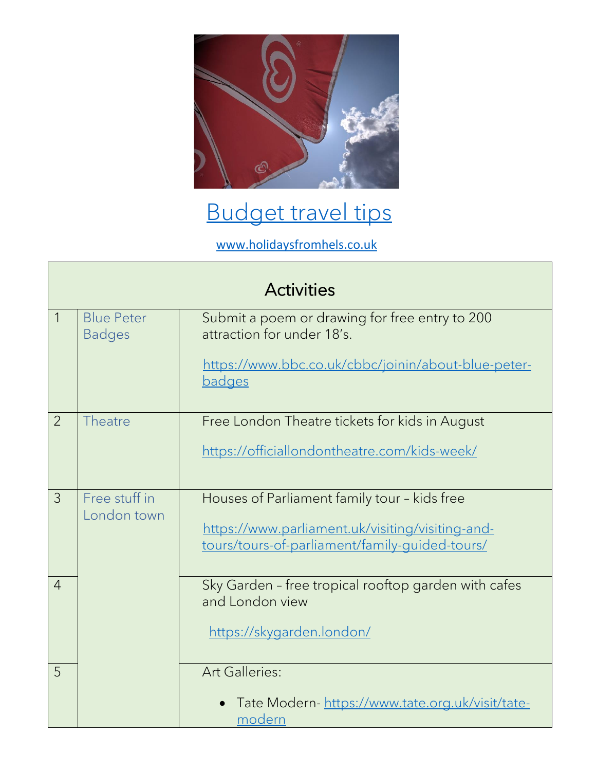# Budget travel tips

www.holidaysfromhels.co.uk

| Activities | | |
|---|---|---|
| 1 | Blue Peter Badges | Submit a poem or drawing for free entry to 200 attraction for under 18's. https://www.bbc.co.uk/cbbc/joinin/about-blue-peter-badges |
| 2 | Theatre | Free London Theatre tickets for kids in August https://officiallondontheatre.com/kids-week/ |
| 3 | Free stuff in London town | Houses of Parliament family tour – kids free https://www.parliament.uk/visiting/visiting-and-tours/tours-of-parliament/family-guided-tours/ |
| 4 | | Sky Garden – free tropical rooftop garden with cafes and London view https://skygarden.london/ |
| 5 | | Art Galleries: <br>• Tate Modern- https://www.tate.org.uk/visit/tate-modern |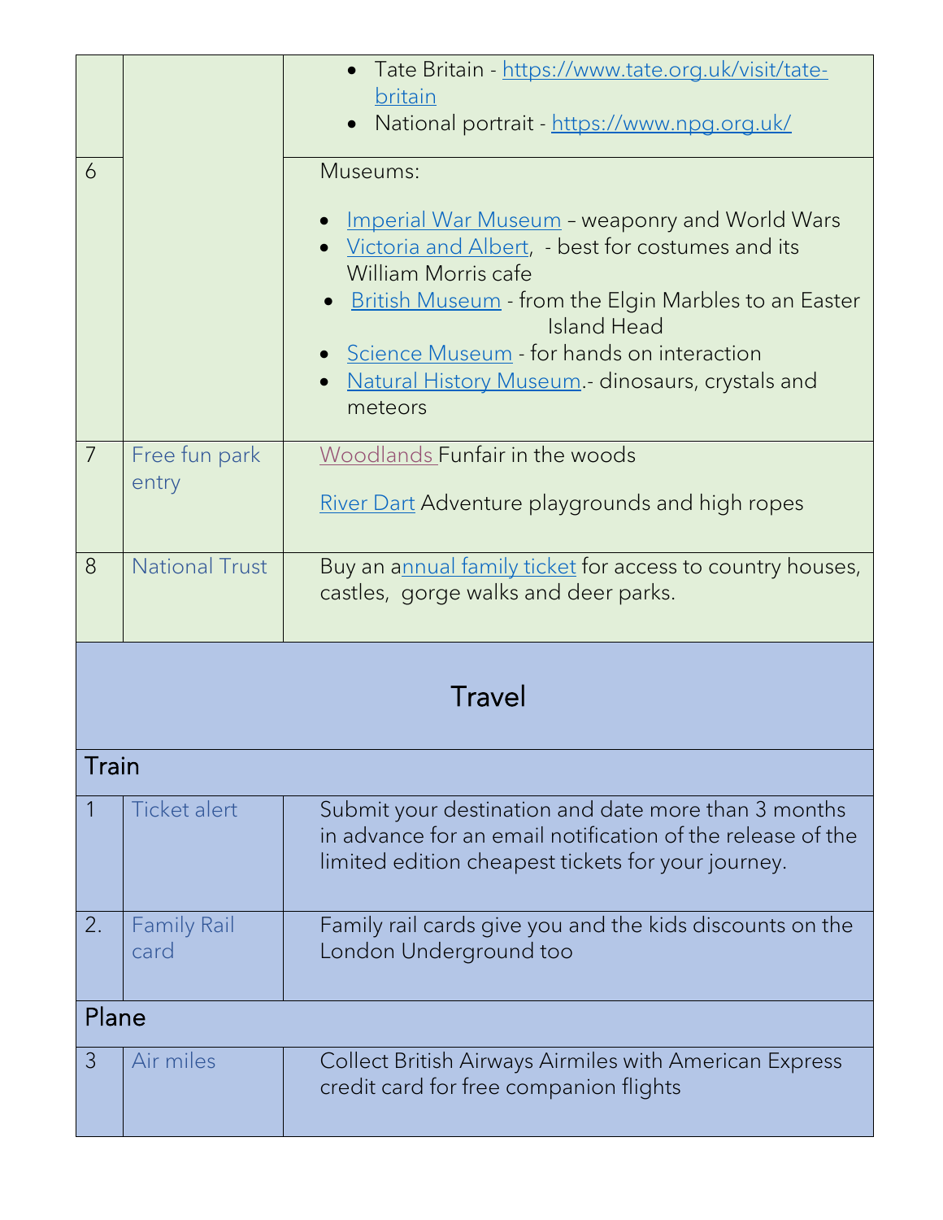|  |  |  |
|---|---|---|
|  |  | • Tate Britain - https://www.tate.org.uk/visit/tate-britain<br>• National portrait - https://www.npg.org.uk/ |
| 6 |  | Museums:<br><br>• Imperial War Museum – weaponry and World Wars<br>• Victoria and Albert, - best for costumes and its William Morris cafe<br>• British Museum - from the Elgin Marbles to an Easter Island Head<br>• Science Museum - for hands on interaction<br>• Natural History Museum.- dinosaurs, crystals and meteors |
| 7 | Free fun park entry | Woodlands Funfair in the woods<br><br>River Dart Adventure playgrounds and high ropes |
| 8 | National Trust | Buy an annual family ticket for access to country houses, castles, gorge walks and deer parks. |

## Travel

### Train

|  |  |  |
|---|---|---|
| 1 | Ticket alert | Submit your destination and date more than 3 months in advance for an email notification of the release of the limited edition cheapest tickets for your journey. |
| 2. | Family Rail card | Family rail cards give you and the kids discounts on the London Underground too |

### Plane

|  |  |  |
|---|---|---|
| 3 | Air miles | Collect British Airways Airmiles with American Express credit card for free companion flights |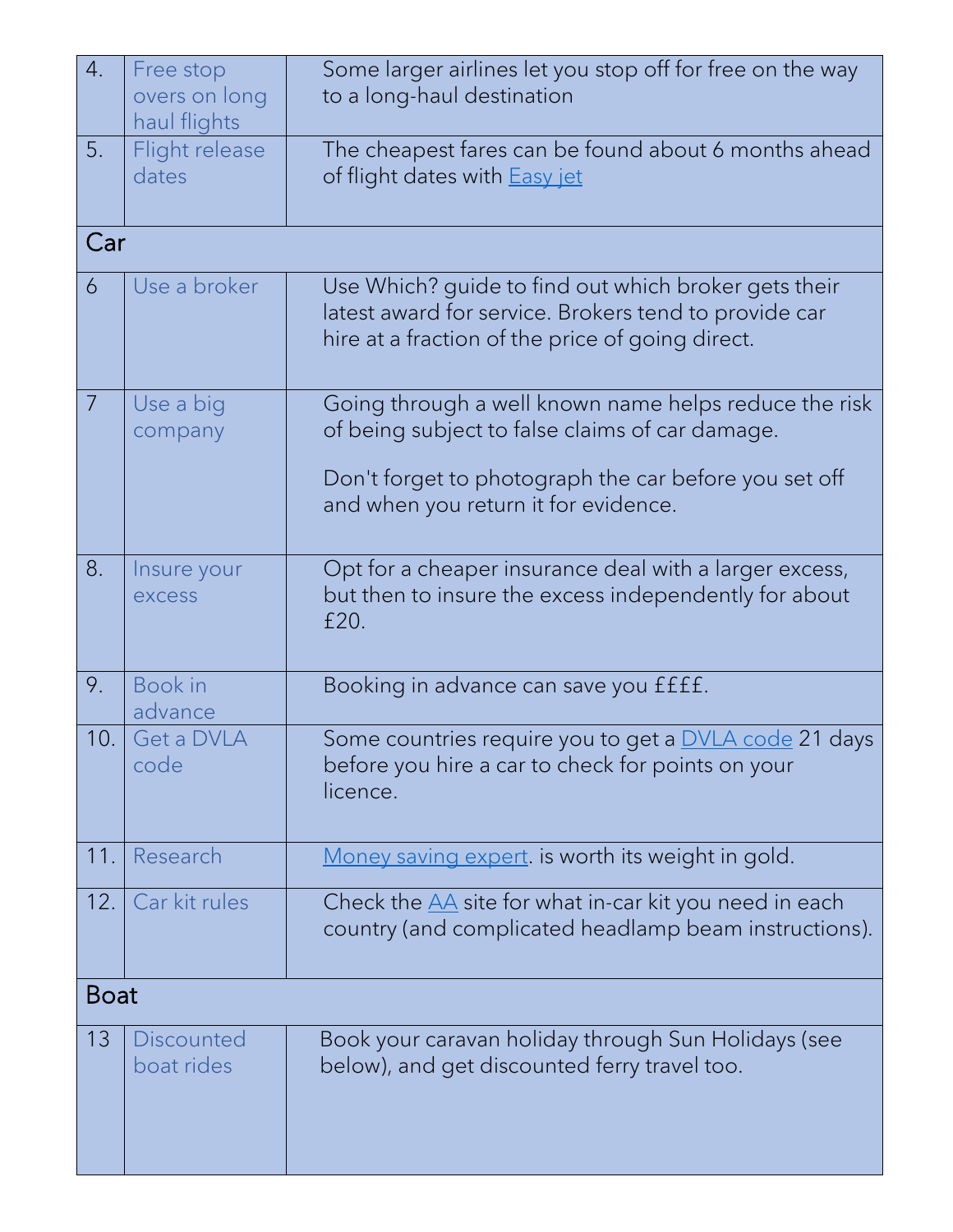| | | |
|---|---|---|
| 4. | Free stop overs on long haul flights | Some larger airlines let you stop off for free on the way to a long-haul destination |
| 5. | Flight release dates | The cheapest fares can be found about 6 months ahead of flight dates with [Easy jet] |
| **Car** | | |
| 6 | Use a broker | Use Which? guide to find out which broker gets their latest award for service. Brokers tend to provide car hire at a fraction of the price of going direct. |
| 7 | Use a big company | Going through a well known name helps reduce the risk of being subject to false claims of car damage.<br><br>Don't forget to photograph the car before you set off and when you return it for evidence. |
| 8. | Insure your excess | Opt for a cheaper insurance deal with a larger excess, but then to insure the excess independently for about £20. |
| 9. | Book in advance | Booking in advance can save you ££££. |
| 10. | Get a DVLA code | Some countries require you to get a [DVLA code] 21 days before you hire a car to check for points on your licence. |
| 11. | Research | [Money saving expert]. is worth its weight in gold. |
| 12. | Car kit rules | Check the [AA] site for what in-car kit you need in each country (and complicated headlamp beam instructions). |
| **Boat** | | |
| 13 | Discounted boat rides | Book your caravan holiday through Sun Holidays (see below), and get discounted ferry travel too. |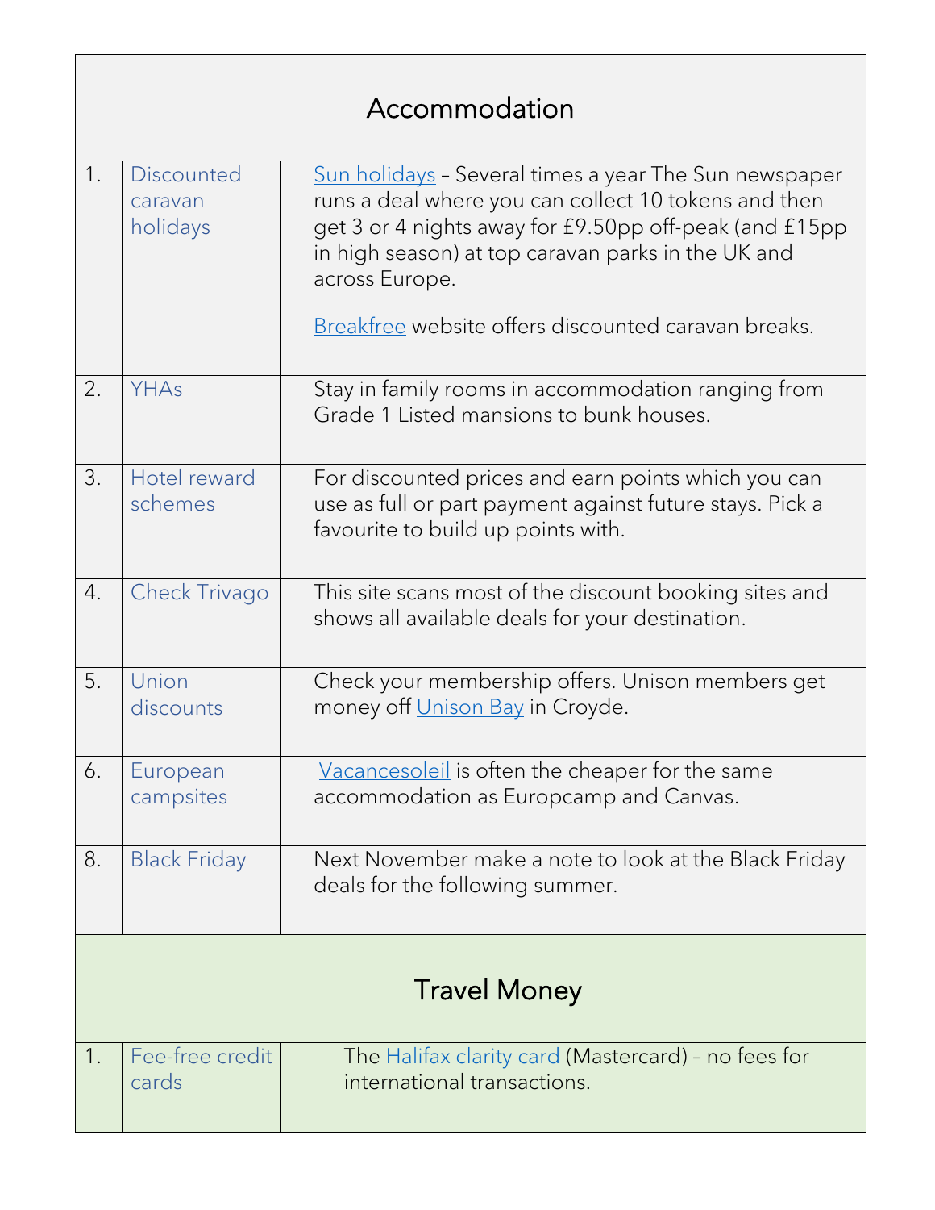| Accommodation | | |
|---|---|---|
| 1. | Discounted caravan holidays | Sun holidays – Several times a year The Sun newspaper runs a deal where you can collect 10 tokens and then get 3 or 4 nights away for £9.50pp off-peak (and £15pp in high season) at top caravan parks in the UK and across Europe.<br><br>Breakfree website offers discounted caravan breaks. |
| 2. | YHAs | Stay in family rooms in accommodation ranging from Grade 1 Listed mansions to bunk houses. |
| 3. | Hotel reward schemes | For discounted prices and earn points which you can use as full or part payment against future stays. Pick a favourite to build up points with. |
| 4. | Check Trivago | This site scans most of the discount booking sites and shows all available deals for your destination. |
| 5. | Union discounts | Check your membership offers. Unison members get money off Unison Bay in Croyde. |
| 6. | European campsites | Vacancesoleil is often the cheaper for the same accommodation as Europcamp and Canvas. |
| 8. | Black Friday | Next November make a note to look at the Black Friday deals for the following summer. |

| Travel Money | | |
|---|---|---|
| 1. | Fee-free credit cards | The Halifax clarity card (Mastercard) – no fees for international transactions. |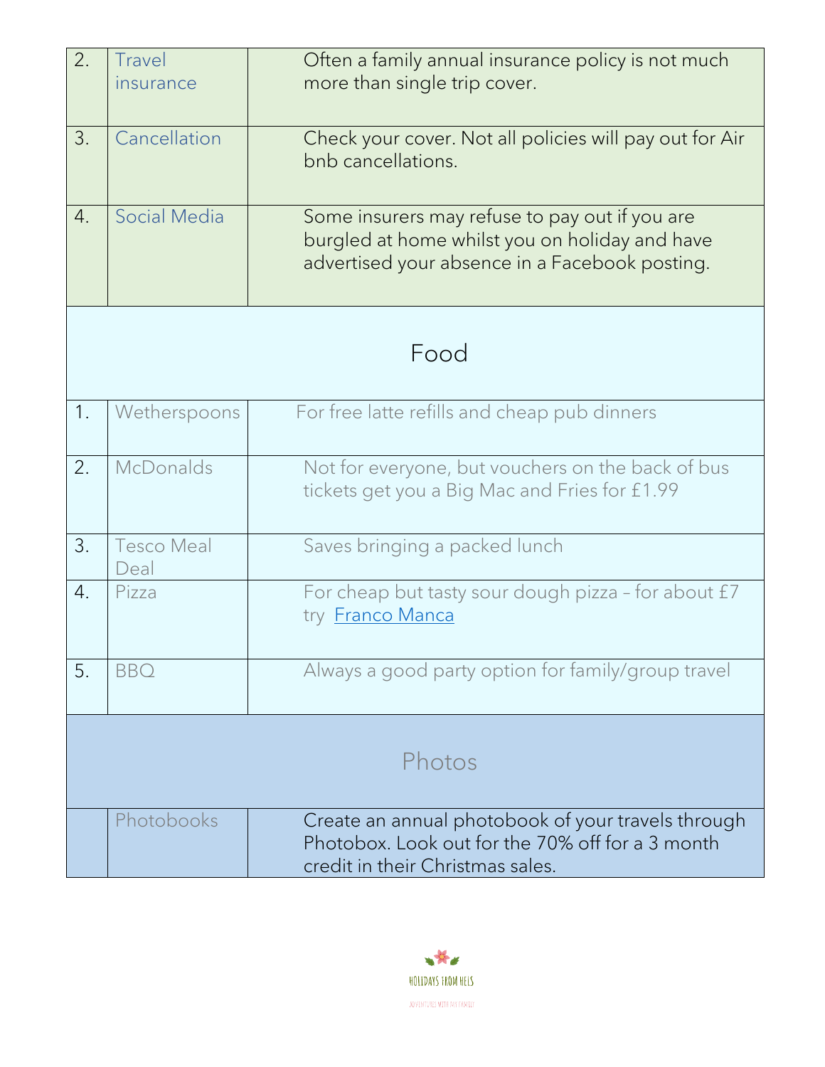| | | |
|---|---|---|
| 2. | Travel insurance | Often a family annual insurance policy is not much more than single trip cover. |
| 3. | Cancellation | Check your cover. Not all policies will pay out for Air bnb cancellations. |
| 4. | Social Media | Some insurers may refuse to pay out if you are burgled at home whilst you on holiday and have advertised your absence in a Facebook posting. |
| **Food** | | |
| 1. | Wetherspoons | For free latte refills and cheap pub dinners |
| 2. | McDonalds | Not for everyone, but vouchers on the back of bus tickets get you a Big Mac and Fries for £1.99 |
| 3. | Tesco Meal Deal | Saves bringing a packed lunch |
| 4. | Pizza | For cheap but tasty sour dough pizza – for about £7 try [Franco Manca] |
| 5. | BBQ | Always a good party option for family/group travel |
| **Photos** | | |
| | Photobooks | Create an annual photobook of your travels through Photobox. Look out for the 70% off for a 3 month credit in their Christmas sales. |

HOLIDAYS FROM HELS

ADVENTURES WITH MY FAMILY